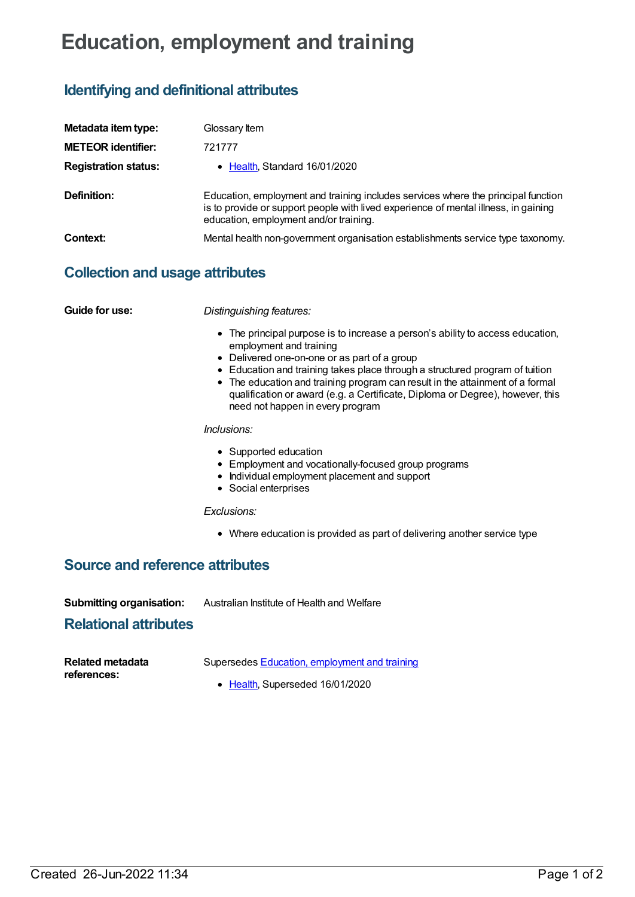# Education, employment and training

## Identifying and definitional attributes

**Metadata item type:** Glossary Item

**METEOR identifier:** 721777

**Registration status:**

- Health, Standard 16/01/2020

**Definition:** Education, employment and training includes services where the principal function is to provide or support people with lived experience of mental illness, in gaining education, employment and/or training.

**Context:** Mental health non-government organisation establishments service type taxonomy.

## Collection and usage attributes

**Guide for use:**

*Distinguishing features:*

- The principal purpose is to increase a person's ability to access education, employment and training
- Delivered one-on-one or as part of a group
- Education and training takes place through a structured program of tuition
- The education and training program can result in the attainment of a formal qualification or award (e.g. a Certificate, Diploma or Degree), however, this need not happen in every program

*Inclusions:*

- Supported education
- Employment and vocationally-focused group programs
- Individual employment placement and support
- Social enterprises

*Exclusions:*

- Where education is provided as part of delivering another service type

## Source and reference attributes

**Submitting organisation:** Australian Institute of Health and Welfare

## Relational attributes

**Related metadata references:** Supersedes Education, employment and training

- Health, Superseded 16/01/2020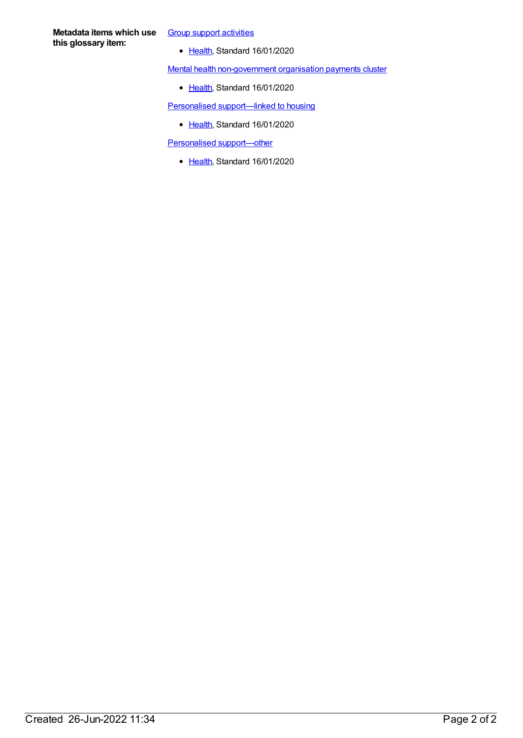**Metadata items which use this glossary item:**

Group support activities

- Health, Standard 16/01/2020

Mental health non-government organisation payments cluster

- Health, Standard 16/01/2020

Personalised support—linked to housing

- Health, Standard 16/01/2020

Personalised support—other

- Health, Standard 16/01/2020